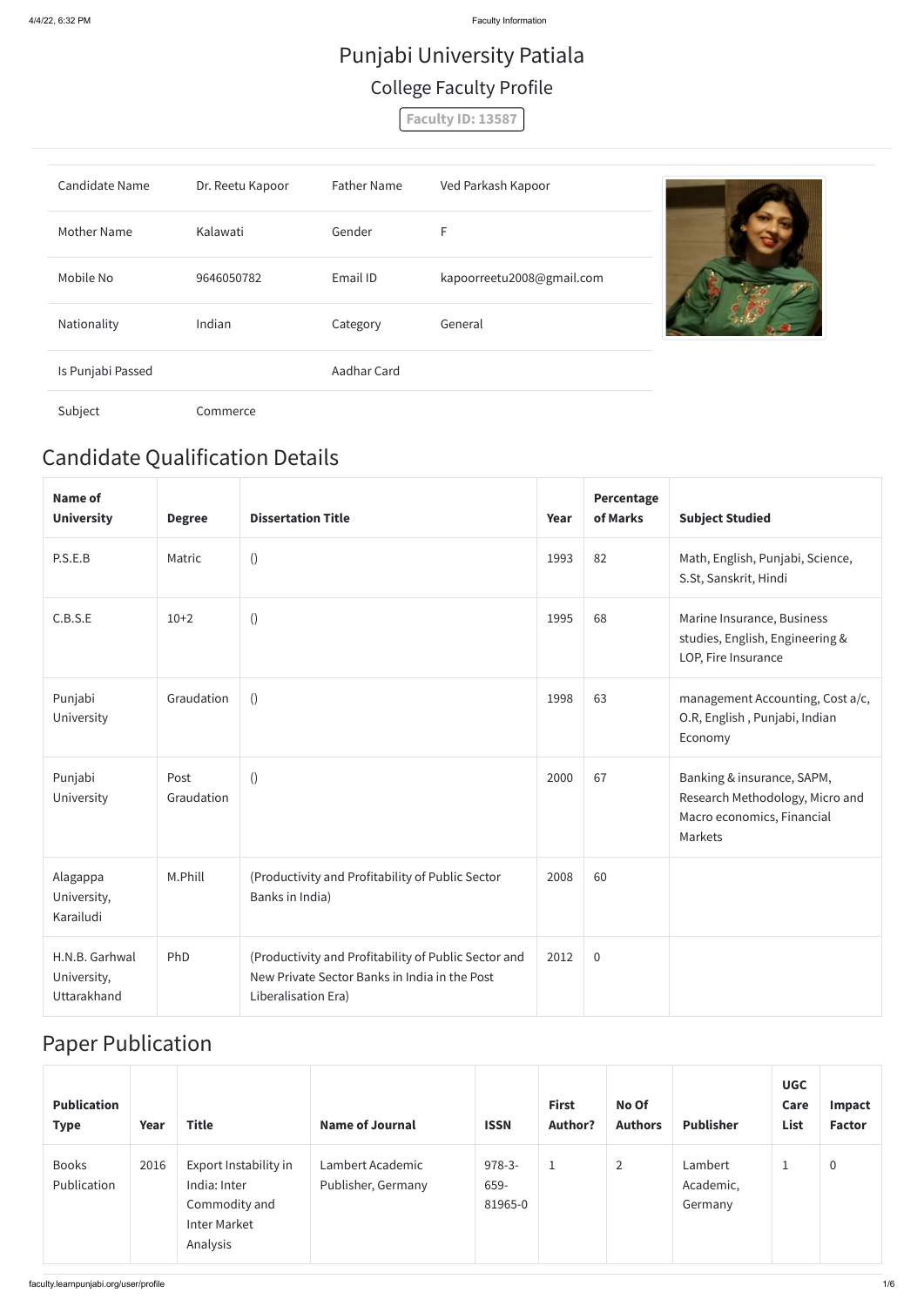# Punjabi University Patiala

## College Faculty Profile

**Faculty ID: 13587**

| | | | |
|---|---|---|---|
| Candidate Name | Dr. Reetu Kapoor | Father Name | Ved Parkash Kapoor |
| Mother Name | Kalawati | Gender | F |
| Mobile No | 9646050782 | Email ID | kapoorreetu2008@gmail.com |
| Nationality | Indian | Category | General |
| Is Punjabi Passed | | Aadhar Card | |
| Subject | Commerce | | |

## Candidate Qualification Details

| Name of University | Degree | Dissertation Title | Year | Percentage of Marks | Subject Studied |
|---|---|---|---|---|---|
| P.S.E.B | Matric | () | 1993 | 82 | Math, English, Punjabi, Science, S.St, Sanskrit, Hindi |
| C.B.S.E | 10+2 | () | 1995 | 68 | Marine Insurance, Business studies, English, Engineering & LOP, Fire Insurance |
| Punjabi University | Graudation | () | 1998 | 63 | management Accounting, Cost a/c, O.R, English , Punjabi, Indian Economy |
| Punjabi University | Post Graudation | () | 2000 | 67 | Banking & insurance, SAPM, Research Methodology, Micro and Macro economics, Financial Markets |
| Alagappa University, Karailudi | M.Phill | (Productivity and Profitability of Public Sector Banks in India) | 2008 | 60 | |
| H.N.B. Garhwal University, Uttarakhand | PhD | (Productivity and Profitability of Public Sector and New Private Sector Banks in India in the Post Liberalisation Era) | 2012 | 0 | |

## Paper Publication

| Publication Type | Year | Title | Name of Journal | ISSN | First Author? | No Of Authors | Publisher | UGC Care List | Impact Factor |
|---|---|---|---|---|---|---|---|---|---|
| Books Publication | 2016 | Export Instability in India: Inter Commodity and Inter Market Analysis | Lambert Academic Publisher, Germany | 978-3-659-81965-0 | 1 | 2 | Lambert Academic, Germany | 1 | 0 |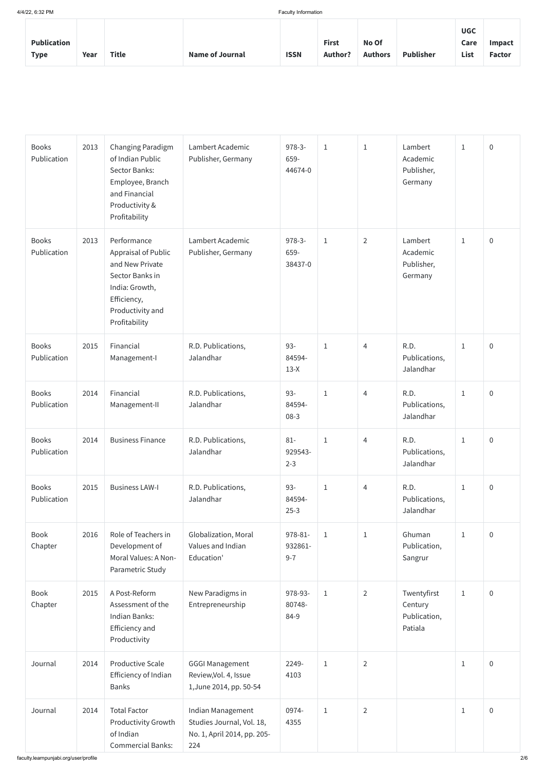| Publication Type | Year | Title | Name of Journal | ISSN | First Author? | No Of Authors | Publisher | UGC Care List | Impact Factor |
|---|---|---|---|---|---|---|---|---|---|
| Books Publication | 2013 | Changing Paradigm of Indian Public Sector Banks: Employee, Branch and Financial Productivity & Profitability | Lambert Academic Publisher, Germany | 978-3-659-44674-0 | 1 | 1 | Lambert Academic Publisher, Germany | 1 | 0 |
| Books Publication | 2013 | Performance Appraisal of Public and New Private Sector Banks in India: Growth, Efficiency, Productivity and Profitability | Lambert Academic Publisher, Germany | 978-3-659-38437-0 | 1 | 2 | Lambert Academic Publisher, Germany | 1 | 0 |
| Books Publication | 2015 | Financial Management-I | R.D. Publications, Jalandhar | 93-84594-13-X | 1 | 4 | R.D. Publications, Jalandhar | 1 | 0 |
| Books Publication | 2014 | Financial Management-II | R.D. Publications, Jalandhar | 93-84594-08-3 | 1 | 4 | R.D. Publications, Jalandhar | 1 | 0 |
| Books Publication | 2014 | Business Finance | R.D. Publications, Jalandhar | 81-929543-2-3 | 1 | 4 | R.D. Publications, Jalandhar | 1 | 0 |
| Books Publication | 2015 | Business LAW-I | R.D. Publications, Jalandhar | 93-84594-25-3 | 1 | 4 | R.D. Publications, Jalandhar | 1 | 0 |
| Book Chapter | 2016 | Role of Teachers in Development of Moral Values: A Non-Parametric Study | Globalization, Moral Values and Indian Education' | 978-81-932861-9-7 | 1 | 1 | Ghuman Publication, Sangrur | 1 | 0 |
| Book Chapter | 2015 | A Post-Reform Assessment of the Indian Banks: Efficiency and Productivity | New Paradigms in Entrepreneurship | 978-93-80748-84-9 | 1 | 2 | Twentyfirst Century Publication, Patiala | 1 | 0 |
| Journal | 2014 | Productive Scale Efficiency of Indian Banks | GGGI Management Review,Vol. 4, Issue 1,June 2014, pp. 50-54 | 2249-4103 | 1 | 2 | | 1 | 0 |
| Journal | 2014 | Total Factor Productivity Growth of Indian Commercial Banks: | Indian Management Studies Journal, Vol. 18, No. 1, April 2014, pp. 205-224 | 0974-4355 | 1 | 2 | | 1 | 0 |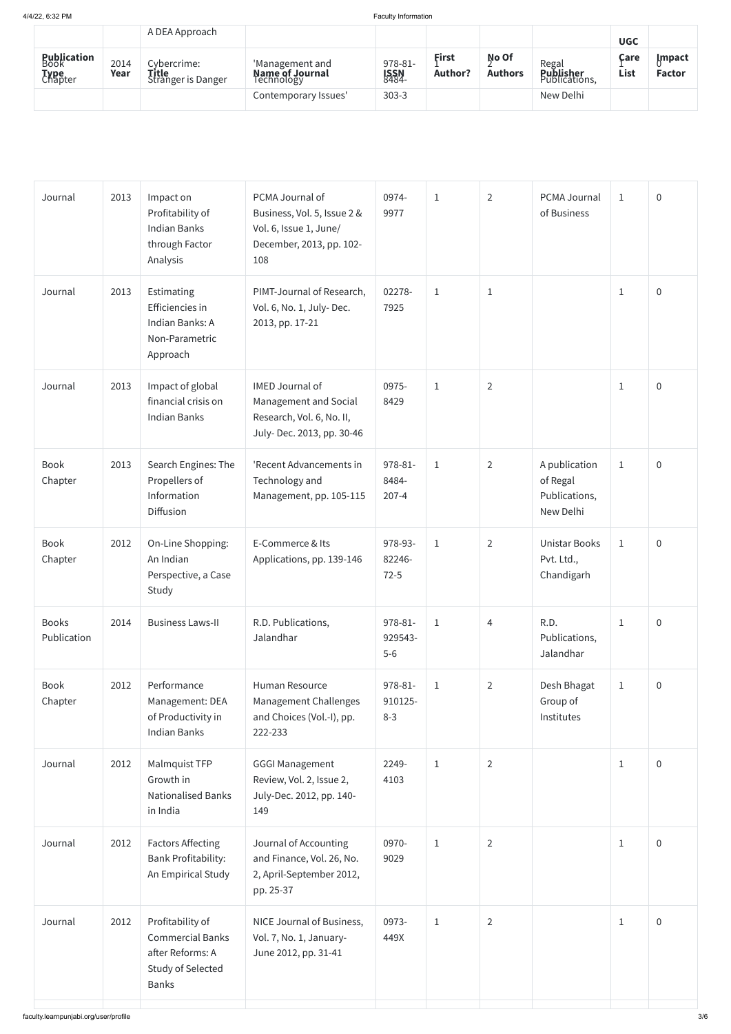| Publication Type | Year | Title | Name of Journal | ISSN | First Author? | No Of Authors | Publisher | UGC Care List | Impact Factor |
|---|---|---|---|---|---|---|---|---|---|
| | | A DEA Approach | | | | | | | |
| Book Chapter | 2014 | Cybercrime: Stranger is Danger | 'Management and Technology Contemporary Issues' | 978-81-8484-303-3 | 1 | 2 | Regal Publications, New Delhi | 1 | 0 |
| Journal | 2013 | Impact on Profitability of Indian Banks through Factor Analysis | PCMA Journal of Business, Vol. 5, Issue 2 & Vol. 6, Issue 1, June/ December, 2013, pp. 102-108 | 0974-9977 | 1 | 2 | PCMA Journal of Business | 1 | 0 |
| Journal | 2013 | Estimating Efficiencies in Indian Banks: A Non-Parametric Approach | PIMT-Journal of Research, Vol. 6, No. 1, July- Dec. 2013, pp. 17-21 | 02278-7925 | 1 | 1 | | 1 | 0 |
| Journal | 2013 | Impact of global financial crisis on Indian Banks | IMED Journal of Management and Social Research, Vol. 6, No. II, July- Dec. 2013, pp. 30-46 | 0975-8429 | 1 | 2 | | 1 | 0 |
| Book Chapter | 2013 | Search Engines: The Propellers of Information Diffusion | 'Recent Advancements in Technology and Management, pp. 105-115 | 978-81-8484-207-4 | 1 | 2 | A publication of Regal Publications, New Delhi | 1 | 0 |
| Book Chapter | 2012 | On-Line Shopping: An Indian Perspective, a Case Study | E-Commerce & Its Applications, pp. 139-146 | 978-93-82246-72-5 | 1 | 2 | Unistar Books Pvt. Ltd., Chandigarh | 1 | 0 |
| Books Publication | 2014 | Business Laws-II | R.D. Publications, Jalandhar | 978-81-929543-5-6 | 1 | 4 | R.D. Publications, Jalandhar | 1 | 0 |
| Book Chapter | 2012 | Performance Management: DEA of Productivity in Indian Banks | Human Resource Management Challenges and Choices (Vol.-I), pp. 222-233 | 978-81-910125-8-3 | 1 | 2 | Desh Bhagat Group of Institutes | 1 | 0 |
| Journal | 2012 | Malmquist TFP Growth in Nationalised Banks in India | GGGI Management Review, Vol. 2, Issue 2, July-Dec. 2012, pp. 140-149 | 2249-4103 | 1 | 2 | | 1 | 0 |
| Journal | 2012 | Factors Affecting Bank Profitability: An Empirical Study | Journal of Accounting and Finance, Vol. 26, No. 2, April-September 2012, pp. 25-37 | 0970-9029 | 1 | 2 | | 1 | 0 |
| Journal | 2012 | Profitability of Commercial Banks after Reforms: A Study of Selected Banks | NICE Journal of Business, Vol. 7, No. 1, January-June 2012, pp. 31-41 | 0973-449X | 1 | 2 | | 1 | 0 |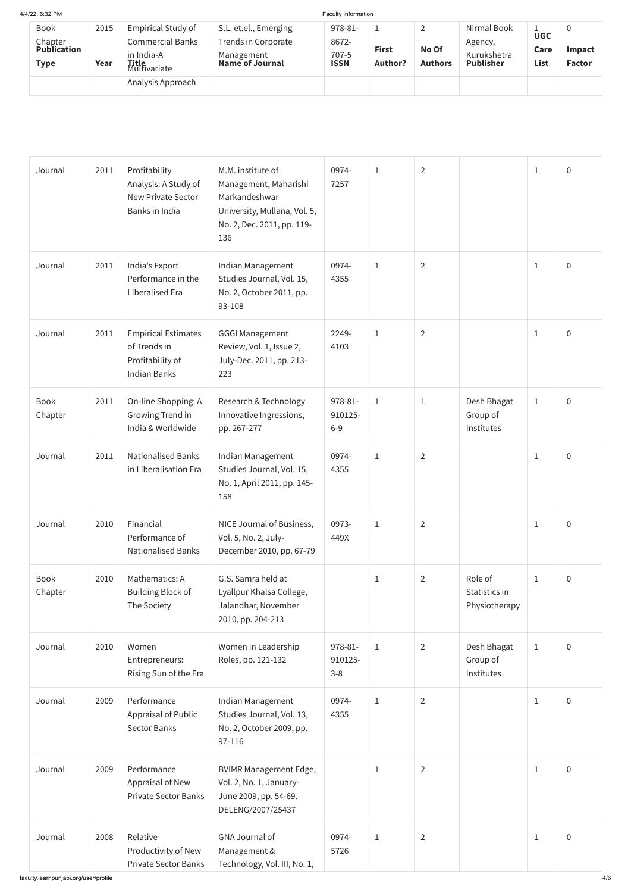| Publication Type | Year | Title | Name of Journal | ISSN | First Author? | No Of Authors | Publisher | UGC Care List | Impact Factor |
|---|---|---|---|---|---|---|---|---|---|
| Book Chapter | 2015 | Empirical Study of Commercial Banks in India-A Multivariate Analysis Approach | S.L. et.el., Emerging Trends in Corporate Management | 978-81-8672-707-5 | 1 | 2 | Nirmal Book Agency, Kurukshetra | 1 | 0 |
| Journal | 2011 | Profitability Analysis: A Study of New Private Sector Banks in India | M.M. institute of Management, Maharishi Markandeshwar University, Mullana, Vol. 5, No. 2, Dec. 2011, pp. 119-136 | 0974-7257 | 1 | 2 | | 1 | 0 |
| Journal | 2011 | India's Export Performance in the Liberalised Era | Indian Management Studies Journal, Vol. 15, No. 2, October 2011, pp. 93-108 | 0974-4355 | 1 | 2 | | 1 | 0 |
| Journal | 2011 | Empirical Estimates of Trends in Profitability of Indian Banks | GGGI Management Review, Vol. 1, Issue 2, July-Dec. 2011, pp. 213-223 | 2249-4103 | 1 | 2 | | 1 | 0 |
| Book Chapter | 2011 | On-line Shopping: A Growing Trend in India & Worldwide | Research & Technology Innovative Ingressions, pp. 267-277 | 978-81-910125-6-9 | 1 | 1 | Desh Bhagat Group of Institutes | 1 | 0 |
| Journal | 2011 | Nationalised Banks in Liberalisation Era | Indian Management Studies Journal, Vol. 15, No. 1, April 2011, pp. 145-158 | 0974-4355 | 1 | 2 | | 1 | 0 |
| Journal | 2010 | Financial Performance of Nationalised Banks | NICE Journal of Business, Vol. 5, No. 2, July-December 2010, pp. 67-79 | 0973-449X | 1 | 2 | | 1 | 0 |
| Book Chapter | 2010 | Mathematics: A Building Block of The Society | G.S. Samra held at Lyallpur Khalsa College, Jalandhar, November 2010, pp. 204-213 | | 1 | 2 | Role of Statistics in Physiotherapy | 1 | 0 |
| Journal | 2010 | Women Entrepreneurs: Rising Sun of the Era | Women in Leadership Roles, pp. 121-132 | 978-81-910125-3-8 | 1 | 2 | Desh Bhagat Group of Institutes | 1 | 0 |
| Journal | 2009 | Performance Appraisal of Public Sector Banks | Indian Management Studies Journal, Vol. 13, No. 2, October 2009, pp. 97-116 | 0974-4355 | 1 | 2 | | 1 | 0 |
| Journal | 2009 | Performance Appraisal of New Private Sector Banks | BVIMR Management Edge, Vol. 2, No. 1, January-June 2009, pp. 54-69. DELENG/2007/25437 | | 1 | 2 | | 1 | 0 |
| Journal | 2008 | Relative Productivity of New Private Sector Banks | GNA Journal of Management & Technology, Vol. III, No. 1, | 0974-5726 | 1 | 2 | | 1 | 0 |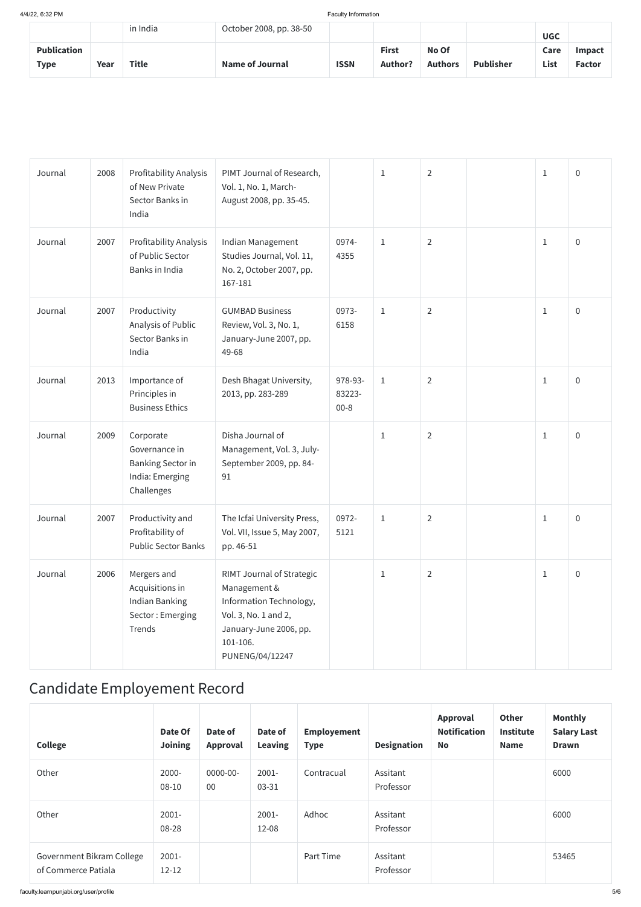| | | in India | October 2008, pp. 38-50 | | | | | | |
|---|---|---|---|---|---|---|---|---|---|
| **Publication Type** | **Year** | **Title** | **Name of Journal** | **ISSN** | **First Author?** | **No Of Authors** | **Publisher** | **UGC Care List** | **Impact Factor** |
| Journal | 2008 | Profitability Analysis of New Private Sector Banks in India | PIMT Journal of Research, Vol. 1, No. 1, March-August 2008, pp. 35-45. | | 1 | 2 | | 1 | 0 |
| Journal | 2007 | Profitability Analysis of Public Sector Banks in India | Indian Management Studies Journal, Vol. 11, No. 2, October 2007, pp. 167-181 | 0974-4355 | 1 | 2 | | 1 | 0 |
| Journal | 2007 | Productivity Analysis of Public Sector Banks in India | GUMBAD Business Review, Vol. 3, No. 1, January-June 2007, pp. 49-68 | 0973-6158 | 1 | 2 | | 1 | 0 |
| Journal | 2013 | Importance of Principles in Business Ethics | Desh Bhagat University, 2013, pp. 283-289 | 978-93-83223-00-8 | 1 | 2 | | 1 | 0 |
| Journal | 2009 | Corporate Governance in Banking Sector in India: Emerging Challenges | Disha Journal of Management, Vol. 3, July-September 2009, pp. 84-91 | | 1 | 2 | | 1 | 0 |
| Journal | 2007 | Productivity and Profitability of Public Sector Banks | The Icfai University Press, Vol. VII, Issue 5, May 2007, pp. 46-51 | 0972-5121 | 1 | 2 | | 1 | 0 |
| Journal | 2006 | Mergers and Acquisitions in Indian Banking Sector : Emerging Trends | RIMT Journal of Strategic Management & Information Technology, Vol. 3, No. 1 and 2, January-June 2006, pp. 101-106. PUNENG/04/12247 | | 1 | 2 | | 1 | 0 |

## Candidate Employement Record

| College | Date Of Joining | Date of Approval | Date of Leaving | Employement Type | Designation | Approval Notification No | Other Institute Name | Monthly Salary Last Drawn |
|---|---|---|---|---|---|---|---|---|
| Other | 2000-08-10 | 0000-00-00 | 2001-03-31 | Contracual | Assitant Professor | | | 6000 |
| Other | 2001-08-28 | | 2001-12-08 | Adhoc | Assitant Professor | | | 6000 |
| Government Bikram College of Commerce Patiala | 2001-12-12 | | | Part Time | Assitant Professor | | | 53465 |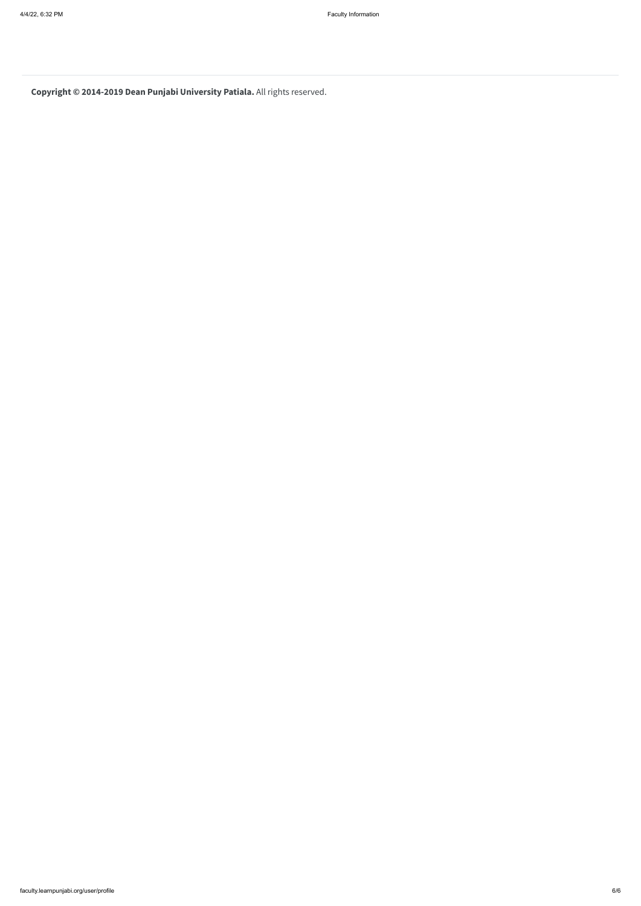**Copyright © 2014-2019 Dean Punjabi University Patiala.** All rights reserved.